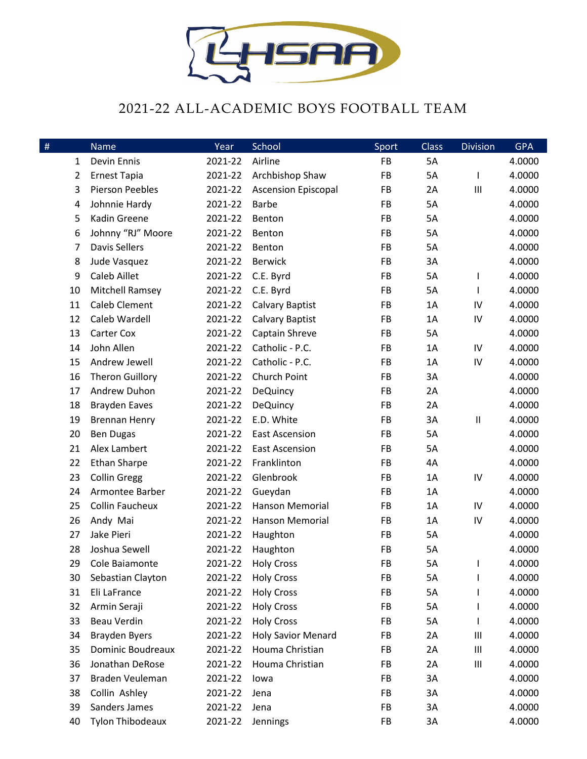# 2021-22 ALL-ACADEMIC BOYS FOOTBALL TEAM

| # | Name | Year | School | Sport | Class | Division | GPA |
|---|---|---|---|---|---|---|---|
| 1 | Devin Ennis | 2021-22 | Airline | FB | 5A | | 4.0000 |
| 2 | Ernest Tapia | 2021-22 | Archbishop Shaw | FB | 5A | I | 4.0000 |
| 3 | Pierson Peebles | 2021-22 | Ascension Episcopal | FB | 2A | III | 4.0000 |
| 4 | Johnnie Hardy | 2021-22 | Barbe | FB | 5A | | 4.0000 |
| 5 | Kadin Greene | 2021-22 | Benton | FB | 5A | | 4.0000 |
| 6 | Johnny "RJ" Moore | 2021-22 | Benton | FB | 5A | | 4.0000 |
| 7 | Davis Sellers | 2021-22 | Benton | FB | 5A | | 4.0000 |
| 8 | Jude Vasquez | 2021-22 | Berwick | FB | 3A | | 4.0000 |
| 9 | Caleb Aillet | 2021-22 | C.E. Byrd | FB | 5A | I | 4.0000 |
| 10 | Mitchell Ramsey | 2021-22 | C.E. Byrd | FB | 5A | I | 4.0000 |
| 11 | Caleb Clement | 2021-22 | Calvary Baptist | FB | 1A | IV | 4.0000 |
| 12 | Caleb Wardell | 2021-22 | Calvary Baptist | FB | 1A | IV | 4.0000 |
| 13 | Carter Cox | 2021-22 | Captain Shreve | FB | 5A | | 4.0000 |
| 14 | John Allen | 2021-22 | Catholic - P.C. | FB | 1A | IV | 4.0000 |
| 15 | Andrew Jewell | 2021-22 | Catholic - P.C. | FB | 1A | IV | 4.0000 |
| 16 | Theron Guillory | 2021-22 | Church Point | FB | 3A | | 4.0000 |
| 17 | Andrew Duhon | 2021-22 | DeQuincy | FB | 2A | | 4.0000 |
| 18 | Brayden Eaves | 2021-22 | DeQuincy | FB | 2A | | 4.0000 |
| 19 | Brennan Henry | 2021-22 | E.D. White | FB | 3A | II | 4.0000 |
| 20 | Ben Dugas | 2021-22 | East Ascension | FB | 5A | | 4.0000 |
| 21 | Alex Lambert | 2021-22 | East Ascension | FB | 5A | | 4.0000 |
| 22 | Ethan Sharpe | 2021-22 | Franklinton | FB | 4A | | 4.0000 |
| 23 | Collin Gregg | 2021-22 | Glenbrook | FB | 1A | IV | 4.0000 |
| 24 | Armontee Barber | 2021-22 | Gueydan | FB | 1A | | 4.0000 |
| 25 | Collin Faucheux | 2021-22 | Hanson Memorial | FB | 1A | IV | 4.0000 |
| 26 | Andy Mai | 2021-22 | Hanson Memorial | FB | 1A | IV | 4.0000 |
| 27 | Jake Pieri | 2021-22 | Haughton | FB | 5A | | 4.0000 |
| 28 | Joshua Sewell | 2021-22 | Haughton | FB | 5A | | 4.0000 |
| 29 | Cole Baiamonte | 2021-22 | Holy Cross | FB | 5A | I | 4.0000 |
| 30 | Sebastian Clayton | 2021-22 | Holy Cross | FB | 5A | I | 4.0000 |
| 31 | Eli LaFrance | 2021-22 | Holy Cross | FB | 5A | I | 4.0000 |
| 32 | Armin Seraji | 2021-22 | Holy Cross | FB | 5A | I | 4.0000 |
| 33 | Beau Verdin | 2021-22 | Holy Cross | FB | 5A | I | 4.0000 |
| 34 | Brayden Byers | 2021-22 | Holy Savior Menard | FB | 2A | III | 4.0000 |
| 35 | Dominic Boudreaux | 2021-22 | Houma Christian | FB | 2A | III | 4.0000 |
| 36 | Jonathan DeRose | 2021-22 | Houma Christian | FB | 2A | III | 4.0000 |
| 37 | Braden Veuleman | 2021-22 | Iowa | FB | 3A | | 4.0000 |
| 38 | Collin Ashley | 2021-22 | Jena | FB | 3A | | 4.0000 |
| 39 | Sanders James | 2021-22 | Jena | FB | 3A | | 4.0000 |
| 40 | Tylon Thibodeaux | 2021-22 | Jennings | FB | 3A | | 4.0000 |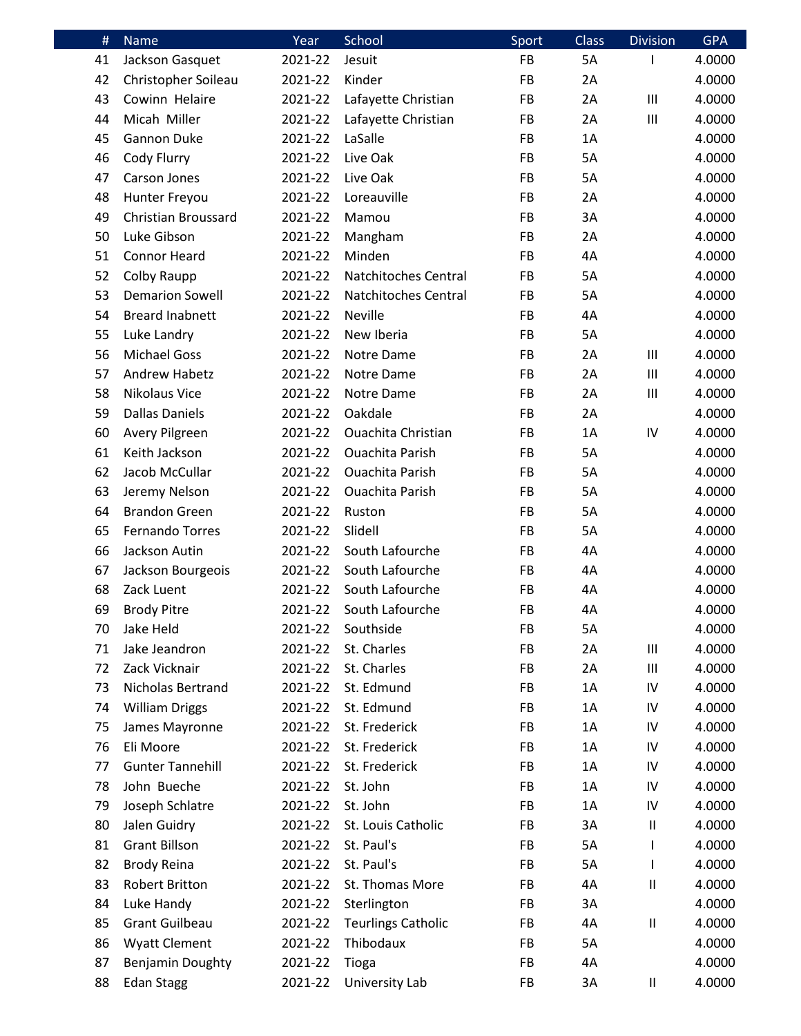| # | Name | Year | School | Sport | Class | Division | GPA |
|---|---|---|---|---|---|---|---|
| 41 | Jackson Gasquet | 2021-22 | Jesuit | FB | 5A | I | 4.0000 |
| 42 | Christopher Soileau | 2021-22 | Kinder | FB | 2A | | 4.0000 |
| 43 | Cowinn  Helaire | 2021-22 | Lafayette Christian | FB | 2A | III | 4.0000 |
| 44 | Micah  Miller | 2021-22 | Lafayette Christian | FB | 2A | III | 4.0000 |
| 45 | Gannon Duke | 2021-22 | LaSalle | FB | 1A | | 4.0000 |
| 46 | Cody Flurry | 2021-22 | Live Oak | FB | 5A | | 4.0000 |
| 47 | Carson Jones | 2021-22 | Live Oak | FB | 5A | | 4.0000 |
| 48 | Hunter Freyou | 2021-22 | Loreauville | FB | 2A | | 4.0000 |
| 49 | Christian Broussard | 2021-22 | Mamou | FB | 3A | | 4.0000 |
| 50 | Luke Gibson | 2021-22 | Mangham | FB | 2A | | 4.0000 |
| 51 | Connor Heard | 2021-22 | Minden | FB | 4A | | 4.0000 |
| 52 | Colby Raupp | 2021-22 | Natchitoches Central | FB | 5A | | 4.0000 |
| 53 | Demarion Sowell | 2021-22 | Natchitoches Central | FB | 5A | | 4.0000 |
| 54 | Breard Inabnett | 2021-22 | Neville | FB | 4A | | 4.0000 |
| 55 | Luke Landry | 2021-22 | New Iberia | FB | 5A | | 4.0000 |
| 56 | Michael Goss | 2021-22 | Notre Dame | FB | 2A | III | 4.0000 |
| 57 | Andrew Habetz | 2021-22 | Notre Dame | FB | 2A | III | 4.0000 |
| 58 | Nikolaus Vice | 2021-22 | Notre Dame | FB | 2A | III | 4.0000 |
| 59 | Dallas Daniels | 2021-22 | Oakdale | FB | 2A | | 4.0000 |
| 60 | Avery Pilgreen | 2021-22 | Ouachita Christian | FB | 1A | IV | 4.0000 |
| 61 | Keith Jackson | 2021-22 | Ouachita Parish | FB | 5A | | 4.0000 |
| 62 | Jacob McCullar | 2021-22 | Ouachita Parish | FB | 5A | | 4.0000 |
| 63 | Jeremy Nelson | 2021-22 | Ouachita Parish | FB | 5A | | 4.0000 |
| 64 | Brandon Green | 2021-22 | Ruston | FB | 5A | | 4.0000 |
| 65 | Fernando Torres | 2021-22 | Slidell | FB | 5A | | 4.0000 |
| 66 | Jackson Autin | 2021-22 | South Lafourche | FB | 4A | | 4.0000 |
| 67 | Jackson Bourgeois | 2021-22 | South Lafourche | FB | 4A | | 4.0000 |
| 68 | Zack Luent | 2021-22 | South Lafourche | FB | 4A | | 4.0000 |
| 69 | Brody Pitre | 2021-22 | South Lafourche | FB | 4A | | 4.0000 |
| 70 | Jake Held | 2021-22 | Southside | FB | 5A | | 4.0000 |
| 71 | Jake Jeandron | 2021-22 | St. Charles | FB | 2A | III | 4.0000 |
| 72 | Zack Vicknair | 2021-22 | St. Charles | FB | 2A | III | 4.0000 |
| 73 | Nicholas Bertrand | 2021-22 | St. Edmund | FB | 1A | IV | 4.0000 |
| 74 | William Driggs | 2021-22 | St. Edmund | FB | 1A | IV | 4.0000 |
| 75 | James Mayronne | 2021-22 | St. Frederick | FB | 1A | IV | 4.0000 |
| 76 | Eli Moore | 2021-22 | St. Frederick | FB | 1A | IV | 4.0000 |
| 77 | Gunter Tannehill | 2021-22 | St. Frederick | FB | 1A | IV | 4.0000 |
| 78 | John  Bueche | 2021-22 | St. John | FB | 1A | IV | 4.0000 |
| 79 | Joseph Schlatre | 2021-22 | St. John | FB | 1A | IV | 4.0000 |
| 80 | Jalen Guidry | 2021-22 | St. Louis Catholic | FB | 3A | II | 4.0000 |
| 81 | Grant Billson | 2021-22 | St. Paul's | FB | 5A | I | 4.0000 |
| 82 | Brody Reina | 2021-22 | St. Paul's | FB | 5A | I | 4.0000 |
| 83 | Robert Britton | 2021-22 | St. Thomas More | FB | 4A | II | 4.0000 |
| 84 | Luke Handy | 2021-22 | Sterlington | FB | 3A | | 4.0000 |
| 85 | Grant Guilbeau | 2021-22 | Teurlings Catholic | FB | 4A | II | 4.0000 |
| 86 | Wyatt Clement | 2021-22 | Thibodaux | FB | 5A | | 4.0000 |
| 87 | Benjamin Doughty | 2021-22 | Tioga | FB | 4A | | 4.0000 |
| 88 | Edan Stagg | 2021-22 | University Lab | FB | 3A | II | 4.0000 |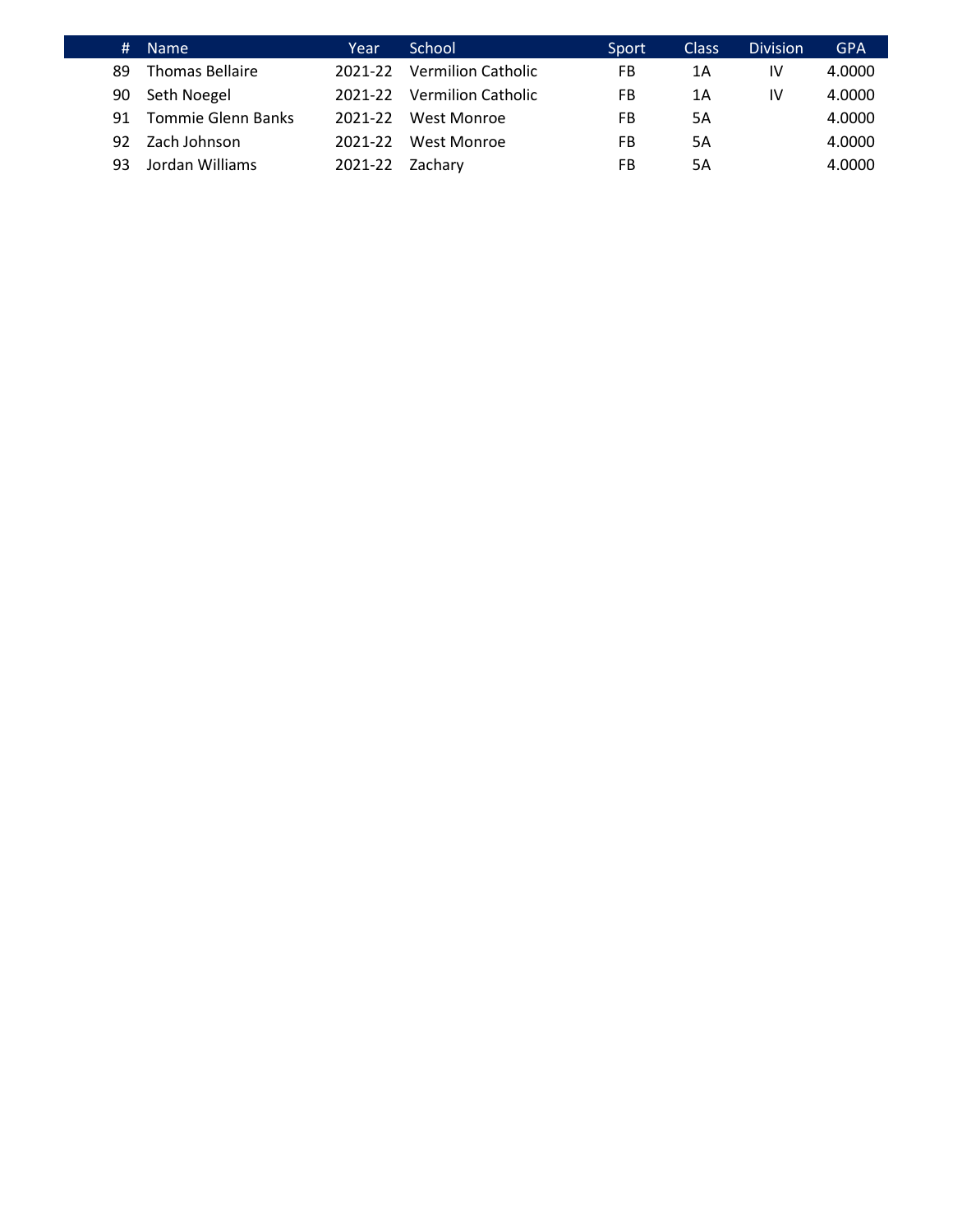| # | Name | Year | School | Sport | Class | Division | GPA |
|---|---|---|---|---|---|---|---|
| 89 | Thomas Bellaire | 2021-22 | Vermilion Catholic | FB | 1A | IV | 4.0000 |
| 90 | Seth Noegel | 2021-22 | Vermilion Catholic | FB | 1A | IV | 4.0000 |
| 91 | Tommie Glenn Banks | 2021-22 | West Monroe | FB | 5A | | 4.0000 |
| 92 | Zach Johnson | 2021-22 | West Monroe | FB | 5A | | 4.0000 |
| 93 | Jordan Williams | 2021-22 | Zachary | FB | 5A | | 4.0000 |